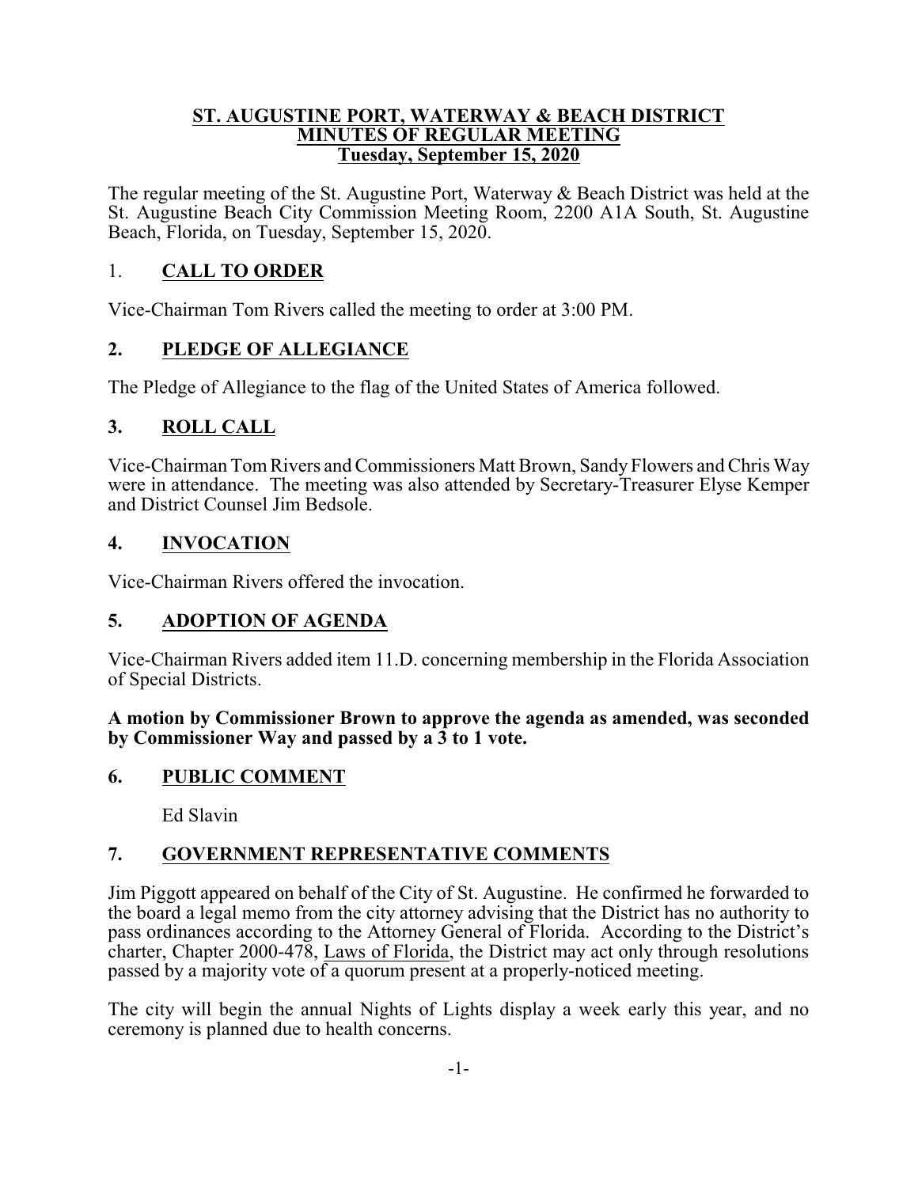# ST. AUGUSTINE PORT, WATERWAY & BEACH DISTRICT
## MINUTES OF REGULAR MEETING
### Tuesday, September 15, 2020

The regular meeting of the St. Augustine Port, Waterway & Beach District was held at the St. Augustine Beach City Commission Meeting Room, 2200 A1A South, St. Augustine Beach, Florida, on Tuesday, September 15, 2020.

## 1. CALL TO ORDER

Vice-Chairman Tom Rivers called the meeting to order at 3:00 PM.

## 2. PLEDGE OF ALLEGIANCE

The Pledge of Allegiance to the flag of the United States of America followed.

## 3. ROLL CALL

Vice-Chairman Tom Rivers and Commissioners Matt Brown, Sandy Flowers and Chris Way were in attendance. The meeting was also attended by Secretary-Treasurer Elyse Kemper and District Counsel Jim Bedsole.

## 4. INVOCATION

Vice-Chairman Rivers offered the invocation.

## 5. ADOPTION OF AGENDA

Vice-Chairman Rivers added item 11.D. concerning membership in the Florida Association of Special Districts.

**A motion by Commissioner Brown to approve the agenda as amended, was seconded by Commissioner Way and passed by a 3 to 1 vote.**

## 6. PUBLIC COMMENT

Ed Slavin

## 7. GOVERNMENT REPRESENTATIVE COMMENTS

Jim Piggott appeared on behalf of the City of St. Augustine. He confirmed he forwarded to the board a legal memo from the city attorney advising that the District has no authority to pass ordinances according to the Attorney General of Florida. According to the District's charter, Chapter 2000-478, Laws of Florida, the District may act only through resolutions passed by a majority vote of a quorum present at a properly-noticed meeting.

The city will begin the annual Nights of Lights display a week early this year, and no ceremony is planned due to health concerns.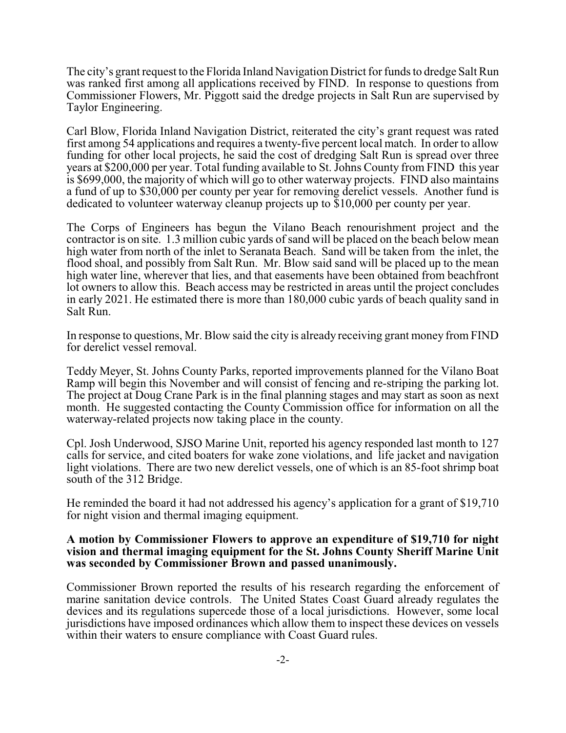The city's grant request to the Florida Inland Navigation District for funds to dredge Salt Run was ranked first among all applications received by FIND. In response to questions from Commissioner Flowers, Mr. Piggott said the dredge projects in Salt Run are supervised by Taylor Engineering.

Carl Blow, Florida Inland Navigation District, reiterated the city's grant request was rated first among 54 applications and requires a twenty-five percent local match. In order to allow funding for other local projects, he said the cost of dredging Salt Run is spread over three years at $200,000 per year. Total funding available to St. Johns County from FIND this year is $699,000, the majority of which will go to other waterway projects. FIND also maintains a fund of up to $30,000 per county per year for removing derelict vessels. Another fund is dedicated to volunteer waterway cleanup projects up to $10,000 per county per year.

The Corps of Engineers has begun the Vilano Beach renourishment project and the contractor is on site. 1.3 million cubic yards of sand will be placed on the beach below mean high water from north of the inlet to Seranata Beach. Sand will be taken from the inlet, the flood shoal, and possibly from Salt Run. Mr. Blow said sand will be placed up to the mean high water line, wherever that lies, and that easements have been obtained from beachfront lot owners to allow this. Beach access may be restricted in areas until the project concludes in early 2021. He estimated there is more than 180,000 cubic yards of beach quality sand in Salt Run.

In response to questions, Mr. Blow said the city is already receiving grant money from FIND for derelict vessel removal.

Teddy Meyer, St. Johns County Parks, reported improvements planned for the Vilano Boat Ramp will begin this November and will consist of fencing and re-striping the parking lot. The project at Doug Crane Park is in the final planning stages and may start as soon as next month. He suggested contacting the County Commission office for information on all the waterway-related projects now taking place in the county.

Cpl. Josh Underwood, SJSO Marine Unit, reported his agency responded last month to 127 calls for service, and cited boaters for wake zone violations, and life jacket and navigation light violations. There are two new derelict vessels, one of which is an 85-foot shrimp boat south of the 312 Bridge.

He reminded the board it had not addressed his agency's application for a grant of $19,710 for night vision and thermal imaging equipment.

**A motion by Commissioner Flowers to approve an expenditure of $19,710 for night vision and thermal imaging equipment for the St. Johns County Sheriff Marine Unit was seconded by Commissioner Brown and passed unanimously.**

Commissioner Brown reported the results of his research regarding the enforcement of marine sanitation device controls. The United States Coast Guard already regulates the devices and its regulations supercede those of a local jurisdictions. However, some local jurisdictions have imposed ordinances which allow them to inspect these devices on vessels within their waters to ensure compliance with Coast Guard rules.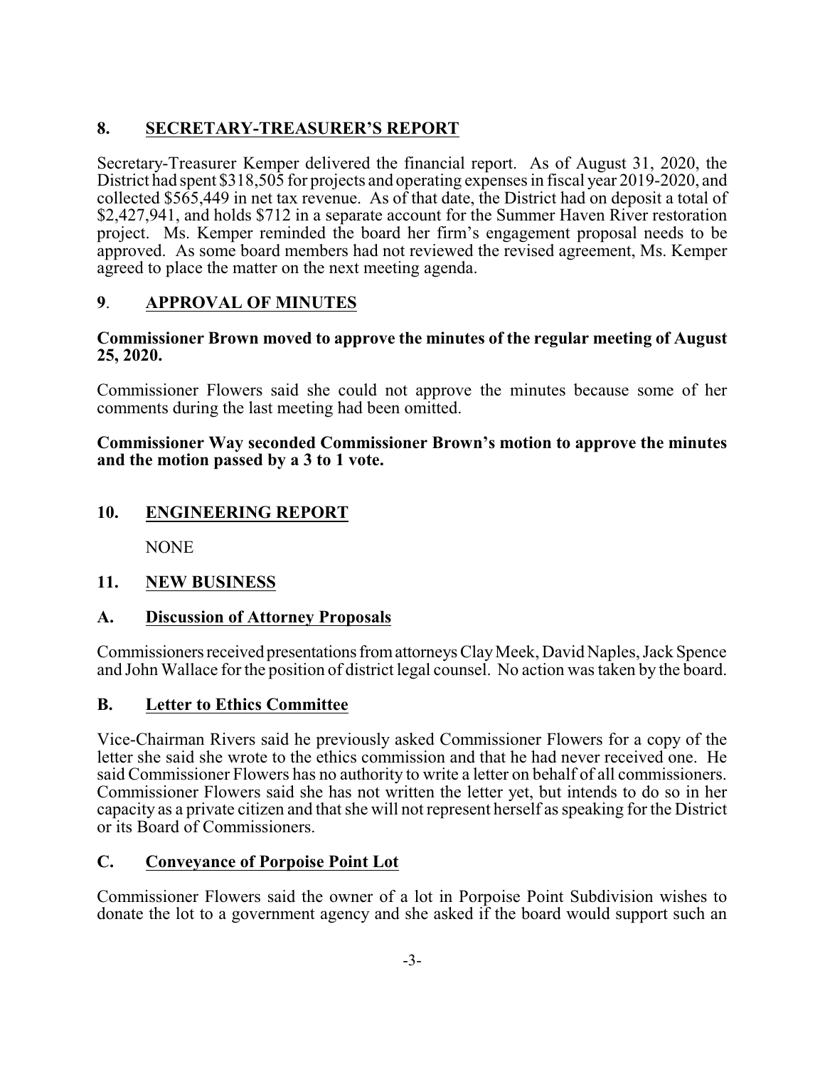## 8. SECRETARY-TREASURER'S REPORT

Secretary-Treasurer Kemper delivered the financial report. As of August 31, 2020, the District had spent $318,505 for projects and operating expenses in fiscal year 2019-2020, and collected $565,449 in net tax revenue. As of that date, the District had on deposit a total of $2,427,941, and holds $712 in a separate account for the Summer Haven River restoration project. Ms. Kemper reminded the board her firm's engagement proposal needs to be approved. As some board members had not reviewed the revised agreement, Ms. Kemper agreed to place the matter on the next meeting agenda.

## 9. APPROVAL OF MINUTES

**Commissioner Brown moved to approve the minutes of the regular meeting of August 25, 2020.**

Commissioner Flowers said she could not approve the minutes because some of her comments during the last meeting had been omitted.

**Commissioner Way seconded Commissioner Brown's motion to approve the minutes and the motion passed by a 3 to 1 vote.**

## 10. ENGINEERING REPORT

NONE

## 11. NEW BUSINESS

### A. Discussion of Attorney Proposals

Commissioners received presentations from attorneys Clay Meek, David Naples, Jack Spence and John Wallace for the position of district legal counsel. No action was taken by the board.

### B. Letter to Ethics Committee

Vice-Chairman Rivers said he previously asked Commissioner Flowers for a copy of the letter she said she wrote to the ethics commission and that he had never received one. He said Commissioner Flowers has no authority to write a letter on behalf of all commissioners. Commissioner Flowers said she has not written the letter yet, but intends to do so in her capacity as a private citizen and that she will not represent herself as speaking for the District or its Board of Commissioners.

### C. Conveyance of Porpoise Point Lot

Commissioner Flowers said the owner of a lot in Porpoise Point Subdivision wishes to donate the lot to a government agency and she asked if the board would support such an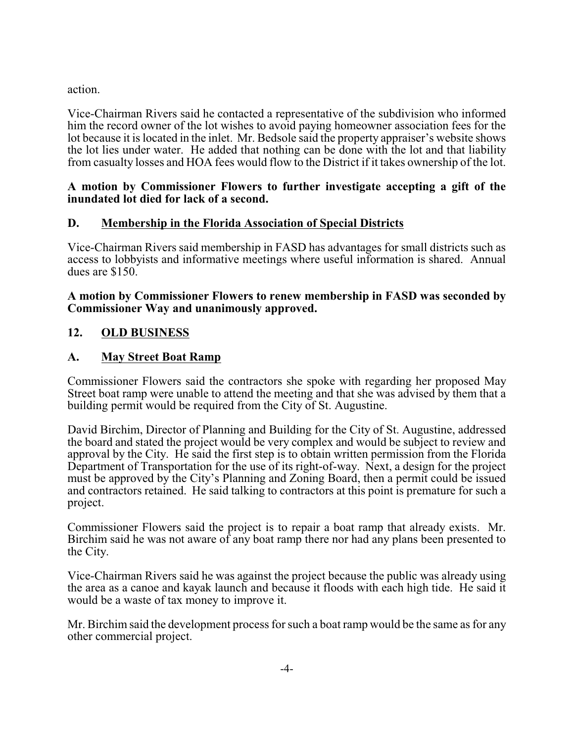action.

Vice-Chairman Rivers said he contacted a representative of the subdivision who informed him the record owner of the lot wishes to avoid paying homeowner association fees for the lot because it is located in the inlet. Mr. Bedsole said the property appraiser's website shows the lot lies under water. He added that nothing can be done with the lot and that liability from casualty losses and HOA fees would flow to the District if it takes ownership of the lot.

**A motion by Commissioner Flowers to further investigate accepting a gift of the inundated lot died for lack of a second.**

**D. <u>Membership in the Florida Association of Special Districts</u>**

Vice-Chairman Rivers said membership in FASD has advantages for small districts such as access to lobbyists and informative meetings where useful information is shared. Annual dues are $150.

**A motion by Commissioner Flowers to renew membership in FASD was seconded by Commissioner Way and unanimously approved.**

## 12. <u>OLD BUSINESS</u>

**A. <u>May Street Boat Ramp</u>**

Commissioner Flowers said the contractors she spoke with regarding her proposed May Street boat ramp were unable to attend the meeting and that she was advised by them that a building permit would be required from the City of St. Augustine.

David Birchim, Director of Planning and Building for the City of St. Augustine, addressed the board and stated the project would be very complex and would be subject to review and approval by the City. He said the first step is to obtain written permission from the Florida Department of Transportation for the use of its right-of-way. Next, a design for the project must be approved by the City's Planning and Zoning Board, then a permit could be issued and contractors retained. He said talking to contractors at this point is premature for such a project.

Commissioner Flowers said the project is to repair a boat ramp that already exists. Mr. Birchim said he was not aware of any boat ramp there nor had any plans been presented to the City.

Vice-Chairman Rivers said he was against the project because the public was already using the area as a canoe and kayak launch and because it floods with each high tide. He said it would be a waste of tax money to improve it.

Mr. Birchim said the development process for such a boat ramp would be the same as for any other commercial project.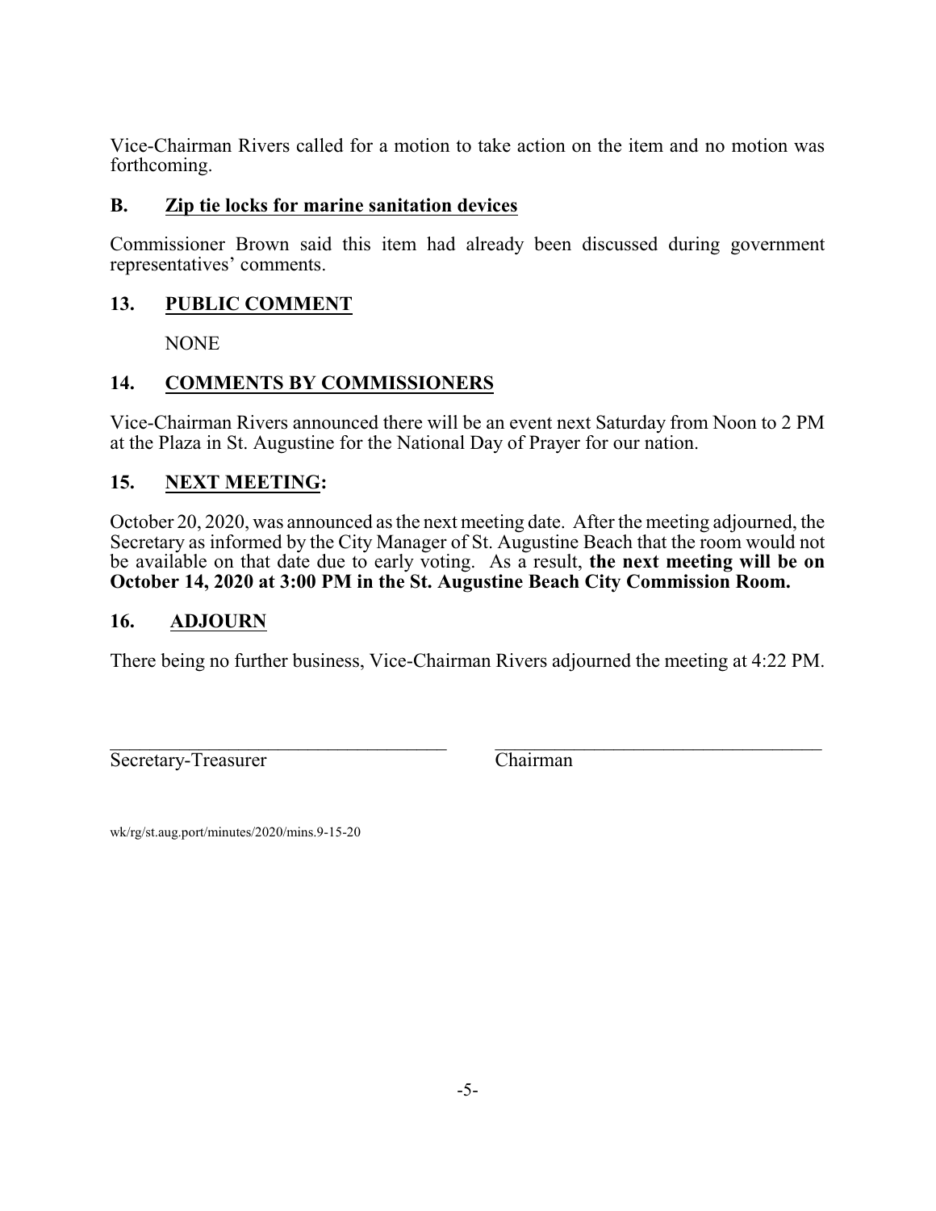Vice-Chairman Rivers called for a motion to take action on the item and no motion was forthcoming.

### B. Zip tie locks for marine sanitation devices

Commissioner Brown said this item had already been discussed during government representatives' comments.

## 13. PUBLIC COMMENT

NONE

## 14. COMMENTS BY COMMISSIONERS

Vice-Chairman Rivers announced there will be an event next Saturday from Noon to 2 PM at the Plaza in St. Augustine for the National Day of Prayer for our nation.

## 15. NEXT MEETING:

October 20, 2020, was announced as the next meeting date. After the meeting adjourned, the Secretary as informed by the City Manager of St. Augustine Beach that the room would not be available on that date due to early voting. As a result, **the next meeting will be on October 14, 2020 at 3:00 PM in the St. Augustine Beach City Commission Room.**

## 16. ADJOURN

There being no further business, Vice-Chairman Rivers adjourned the meeting at 4:22 PM.

___________________________________ Secretary-Treasurer

___________________________________ Chairman

wk/rg/st.aug.port/minutes/2020/mins.9-15-20